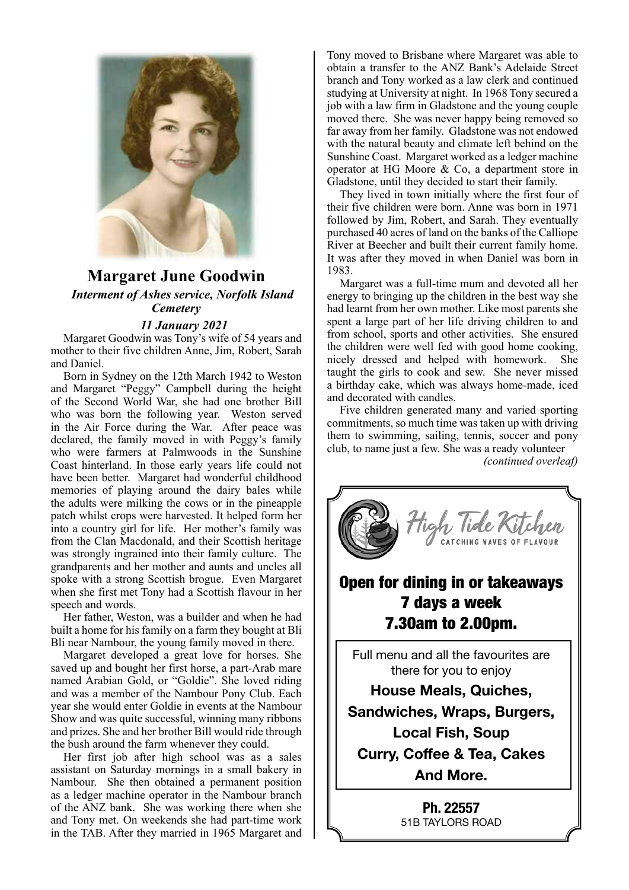## Margaret June Goodwin

***Interment of Ashes service, Norfolk Island Cemetery***

***11 January 2021***

Margaret Goodwin was Tony's wife of 54 years and mother to their five children Anne, Jim, Robert, Sarah and Daniel.

Born in Sydney on the 12th March 1942 to Weston and Margaret "Peggy" Campbell during the height of the Second World War, she had one brother Bill who was born the following year. Weston served in the Air Force during the War. After peace was declared, the family moved in with Peggy's family who were farmers at Palmwoods in the Sunshine Coast hinterland. In those early years life could not have been better. Margaret had wonderful childhood memories of playing around the dairy bales while the adults were milking the cows or in the pineapple patch whilst crops were harvested. It helped form her into a country girl for life. Her mother's family was from the Clan Macdonald, and their Scottish heritage was strongly ingrained into their family culture. The grandparents and her mother and aunts and uncles all spoke with a strong Scottish brogue. Even Margaret when she first met Tony had a Scottish flavour in her speech and words.

Her father, Weston, was a builder and when he had built a home for his family on a farm they bought at Bli Bli near Nambour, the young family moved in there.

Margaret developed a great love for horses. She saved up and bought her first horse, a part-Arab mare named Arabian Gold, or "Goldie". She loved riding and was a member of the Nambour Pony Club. Each year she would enter Goldie in events at the Nambour Show and was quite successful, winning many ribbons and prizes. She and her brother Bill would ride through the bush around the farm whenever they could.

Her first job after high school was as a sales assistant on Saturday mornings in a small bakery in Nambour. She then obtained a permanent position as a ledger machine operator in the Nambour branch of the ANZ bank. She was working there when she and Tony met. On weekends she had part-time work in the TAB. After they married in 1965 Margaret and Tony moved to Brisbane where Margaret was able to obtain a transfer to the ANZ Bank's Adelaide Street branch and Tony worked as a law clerk and continued studying at University at night. In 1968 Tony secured a job with a law firm in Gladstone and the young couple moved there. She was never happy being removed so far away from her family. Gladstone was not endowed with the natural beauty and climate left behind on the Sunshine Coast. Margaret worked as a ledger machine operator at HG Moore & Co, a department store in Gladstone, until they decided to start their family.

They lived in town initially where the first four of their five children were born. Anne was born in 1971 followed by Jim, Robert, and Sarah. They eventually purchased 40 acres of land on the banks of the Calliope River at Beecher and built their current family home. It was after they moved in when Daniel was born in 1983.

Margaret was a full-time mum and devoted all her energy to bringing up the children in the best way she had learnt from her own mother. Like most parents she spent a large part of her life driving children to and from school, sports and other activities. She ensured the children were well fed with good home cooking, nicely dressed and helped with homework. She taught the girls to cook and sew. She never missed a birthday cake, which was always home-made, iced and decorated with candles.

Five children generated many and varied sporting commitments, so much time was taken up with driving them to swimming, sailing, tennis, soccer and pony club, to name just a few. She was a ready volunteer

*(continued overleaf)*

---

High Tide Kitchen
CATCHING WAVES OF FLAVOUR

**Open for dining in or takeaways**
**7 days a week**
**7.30am to 2.00pm.**

Full menu and all the favourites are there for you to enjoy

**House Meals, Quiches, Sandwiches, Wraps, Burgers, Local Fish, Soup Curry, Coffee & Tea, Cakes And More.**

**Ph. 22557**
51B TAYLORS ROAD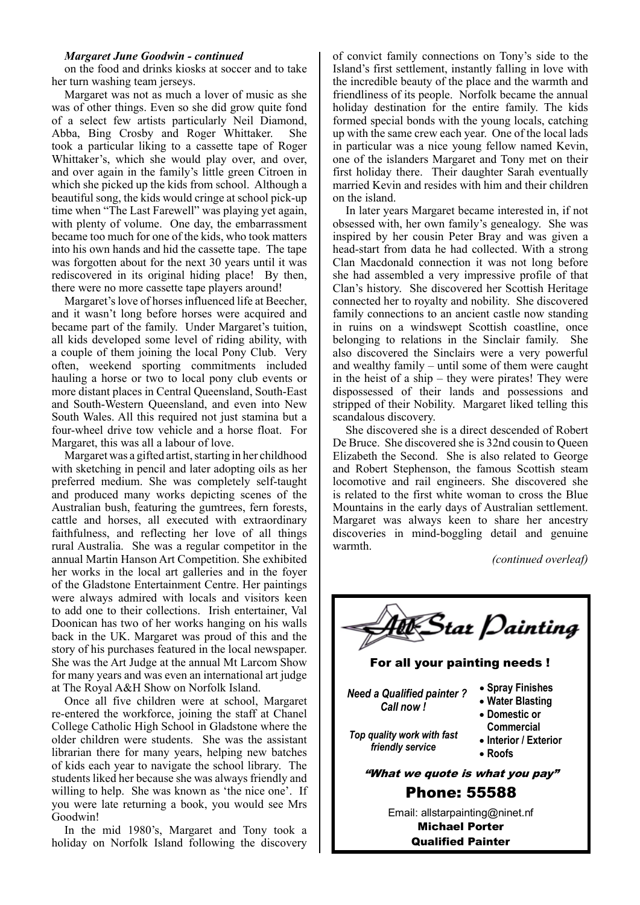***Margaret June Goodwin - continued***

on the food and drinks kiosks at soccer and to take her turn washing team jerseys.

Margaret was not as much a lover of music as she was of other things. Even so she did grow quite fond of a select few artists particularly Neil Diamond, Abba, Bing Crosby and Roger Whittaker. She took a particular liking to a cassette tape of Roger Whittaker's, which she would play over, and over, and over again in the family's little green Citroen in which she picked up the kids from school. Although a beautiful song, the kids would cringe at school pick-up time when "The Last Farewell" was playing yet again, with plenty of volume. One day, the embarrassment became too much for one of the kids, who took matters into his own hands and hid the cassette tape. The tape was forgotten about for the next 30 years until it was rediscovered in its original hiding place! By then, there were no more cassette tape players around!

Margaret's love of horses influenced life at Beecher, and it wasn't long before horses were acquired and became part of the family. Under Margaret's tuition, all kids developed some level of riding ability, with a couple of them joining the local Pony Club. Very often, weekend sporting commitments included hauling a horse or two to local pony club events or more distant places in Central Queensland, South-East and South-Western Queensland, and even into New South Wales. All this required not just stamina but a four-wheel drive tow vehicle and a horse float. For Margaret, this was all a labour of love.

Margaret was a gifted artist, starting in her childhood with sketching in pencil and later adopting oils as her preferred medium. She was completely self-taught and produced many works depicting scenes of the Australian bush, featuring the gumtrees, fern forests, cattle and horses, all executed with extraordinary faithfulness, and reflecting her love of all things rural Australia. She was a regular competitor in the annual Martin Hanson Art Competition. She exhibited her works in the local art galleries and in the foyer of the Gladstone Entertainment Centre. Her paintings were always admired with locals and visitors keen to add one to their collections. Irish entertainer, Val Doonican has two of her works hanging on his walls back in the UK. Margaret was proud of this and the story of his purchases featured in the local newspaper. She was the Art Judge at the annual Mt Larcom Show for many years and was even an international art judge at The Royal A&H Show on Norfolk Island.

Once all five children were at school, Margaret re-entered the workforce, joining the staff at Chanel College Catholic High School in Gladstone where the older children were students. She was the assistant librarian there for many years, helping new batches of kids each year to navigate the school library. The students liked her because she was always friendly and willing to help. She was known as 'the nice one'. If you were late returning a book, you would see Mrs Goodwin!

In the mid 1980's, Margaret and Tony took a holiday on Norfolk Island following the discovery of convict family connections on Tony's side to the Island's first settlement, instantly falling in love with the incredible beauty of the place and the warmth and friendliness of its people. Norfolk became the annual holiday destination for the entire family. The kids formed special bonds with the young locals, catching up with the same crew each year. One of the local lads in particular was a nice young fellow named Kevin, one of the islanders Margaret and Tony met on their first holiday there. Their daughter Sarah eventually married Kevin and resides with him and their children on the island.

In later years Margaret became interested in, if not obsessed with, her own family's genealogy. She was inspired by her cousin Peter Bray and was given a head-start from data he had collected. With a strong Clan Macdonald connection it was not long before she had assembled a very impressive profile of that Clan's history. She discovered her Scottish Heritage connected her to royalty and nobility. She discovered family connections to an ancient castle now standing in ruins on a windswept Scottish coastline, once belonging to relations in the Sinclair family. She also discovered the Sinclairs were a very powerful and wealthy family – until some of them were caught in the heist of a ship – they were pirates! They were dispossessed of their lands and possessions and stripped of their Nobility. Margaret liked telling this scandalous discovery.

She discovered she is a direct descended of Robert De Bruce. She discovered she is 32nd cousin to Queen Elizabeth the Second. She is also related to George and Robert Stephenson, the famous Scottish steam locomotive and rail engineers. She discovered she is related to the first white woman to cross the Blue Mountains in the early days of Australian settlement. Margaret was always keen to share her ancestry discoveries in mind-boggling detail and genuine warmth.

*(continued overleaf)*

---

**All Star Painting**

**For all your painting needs !**

***Need a Qualified painter ? Call now !***

***Top quality work with fast friendly service***

- **Spray Finishes**
- **Water Blasting**
- **Domestic or Commercial**
- **Interior / Exterior**
- **Roofs**

***"What we quote is what you pay"***

**Phone: 55588**

Email: allstarpainting@ninet.nf

**Michael Porter**

**Qualified Painter**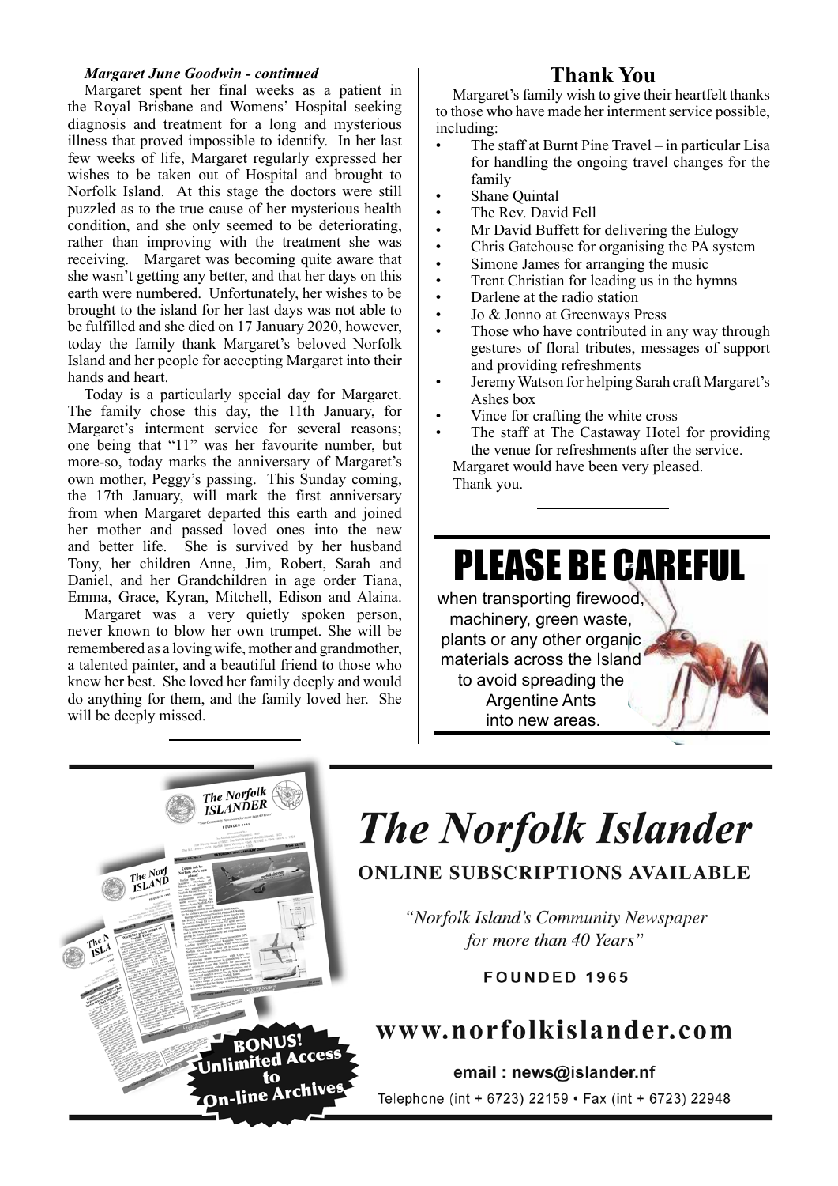*Margaret June Goodwin - continued*

Margaret spent her final weeks as a patient in the Royal Brisbane and Womens' Hospital seeking diagnosis and treatment for a long and mysterious illness that proved impossible to identify. In her last few weeks of life, Margaret regularly expressed her wishes to be taken out of Hospital and brought to Norfolk Island. At this stage the doctors were still puzzled as to the true cause of her mysterious health condition, and she only seemed to be deteriorating, rather than improving with the treatment she was receiving. Margaret was becoming quite aware that she wasn't getting any better, and that her days on this earth were numbered. Unfortunately, her wishes to be brought to the island for her last days was not able to be fulfilled and she died on 17 January 2020, however, today the family thank Margaret's beloved Norfolk Island and her people for accepting Margaret into their hands and heart.

Today is a particularly special day for Margaret. The family chose this day, the 11th January, for Margaret's interment service for several reasons; one being that "11" was her favourite number, but more-so, today marks the anniversary of Margaret's own mother, Peggy's passing. This Sunday coming, the 17th January, will mark the first anniversary from when Margaret departed this earth and joined her mother and passed loved ones into the new and better life. She is survived by her husband Tony, her children Anne, Jim, Robert, Sarah and Daniel, and her Grandchildren in age order Tiana, Emma, Grace, Kyran, Mitchell, Edison and Alaina.

Margaret was a very quietly spoken person, never known to blow her own trumpet. She will be remembered as a loving wife, mother and grandmother, a talented painter, and a beautiful friend to those who knew her best. She loved her family deeply and would do anything for them, and the family loved her. She will be deeply missed.

## Thank You

Margaret's family wish to give their heartfelt thanks to those who have made her interment service possible, including:

- The staff at Burnt Pine Travel – in particular Lisa for handling the ongoing travel changes for the family
- Shane Quintal
- The Rev. David Fell
- Mr David Buffett for delivering the Eulogy
- Chris Gatehouse for organising the PA system
- Simone James for arranging the music
- Trent Christian for leading us in the hymns
- Darlene at the radio station
- Jo & Jonno at Greenways Press
- Those who have contributed in any way through gestures of floral tributes, messages of support and providing refreshments
- Jeremy Watson for helping Sarah craft Margaret's Ashes box
- Vince for crafting the white cross
- The staff at The Castaway Hotel for providing the venue for refreshments after the service.

Margaret would have been very pleased.
Thank you.

# PLEASE BE CAREFUL

when transporting firewood, machinery, green waste, plants or any other organic materials across the Island to avoid spreading the Argentine Ants into new areas.

# *The Norfolk Islander*

**ONLINE SUBSCRIPTIONS AVAILABLE**

*"Norfolk Island's Community Newspaper for more than 40 Years"*

**FOUNDED 1965**

**www.norfolkislander.com**

**email : news@islander.nf**

Telephone (int + 6723) 22159 • Fax (int + 6723) 22948

**BONUS! Unlimited Access to On-line Archives**